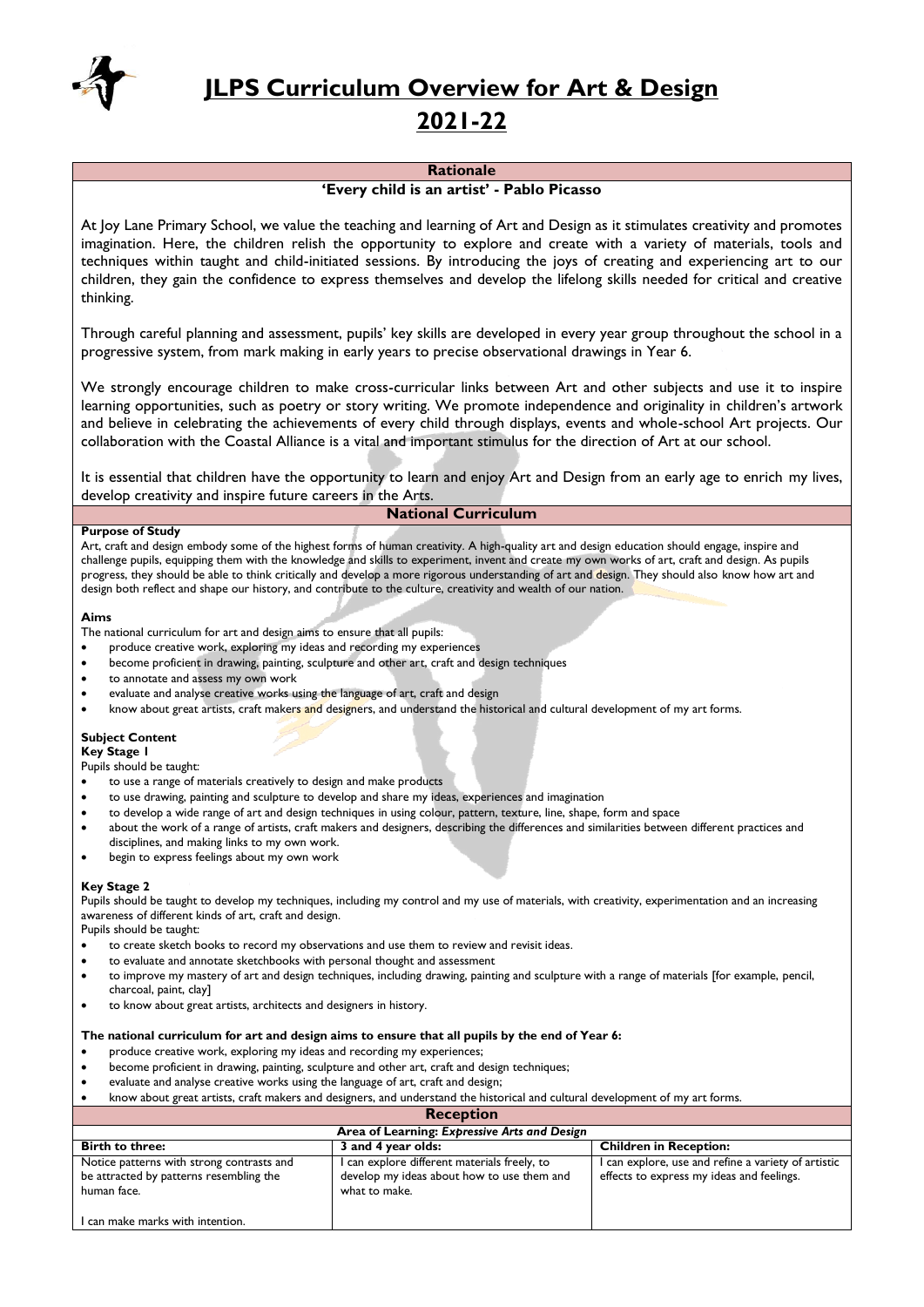# JLPS Curriculum Overview for Art & Design

# 2021-22

## Rationale

**'Every child is an artist' - Pablo Picasso**

At Joy Lane Primary School, we value the teaching and learning of Art and Design as it stimulates creativity and promotes imagination. Here, the children relish the opportunity to explore and create with a variety of materials, tools and techniques within taught and child-initiated sessions. By introducing the joys of creating and experiencing art to our children, they gain the confidence to express themselves and develop the lifelong skills needed for critical and creative thinking.

Through careful planning and assessment, pupils' key skills are developed in every year group throughout the school in a progressive system, from mark making in early years to precise observational drawings in Year 6.

We strongly encourage children to make cross-curricular links between Art and other subjects and use it to inspire learning opportunities, such as poetry or story writing. We promote independence and originality in children's artwork and believe in celebrating the achievements of every child through displays, events and whole-school Art projects. Our collaboration with the Coastal Alliance is a vital and important stimulus for the direction of Art at our school.

It is essential that children have the opportunity to learn and enjoy Art and Design from an early age to enrich my lives, develop creativity and inspire future careers in the Arts.

## National Curriculum

**Purpose of Study**

Art, craft and design embody some of the highest forms of human creativity. A high-quality art and design education should engage, inspire and challenge pupils, equipping them with the knowledge and skills to experiment, invent and create my own works of art, craft and design. As pupils progress, they should be able to think critically and develop a more rigorous understanding of art and design. They should also know how art and design both reflect and shape our history, and contribute to the culture, creativity and wealth of our nation.

**Aims**

The national curriculum for art and design aims to ensure that all pupils:

- produce creative work, exploring my ideas and recording my experiences
- become proficient in drawing, painting, sculpture and other art, craft and design techniques
- to annotate and assess my own work
- evaluate and analyse creative works using the language of art, craft and design
- know about great artists, craft makers and designers, and understand the historical and cultural development of my art forms.

**Subject Content**

**Key Stage 1**

Pupils should be taught:

- to use a range of materials creatively to design and make products
- to use drawing, painting and sculpture to develop and share my ideas, experiences and imagination
- to develop a wide range of art and design techniques in using colour, pattern, texture, line, shape, form and space
- about the work of a range of artists, craft makers and designers, describing the differences and similarities between different practices and disciplines, and making links to my own work.
- begin to express feelings about my own work

**Key Stage 2**

Pupils should be taught to develop my techniques, including my control and my use of materials, with creativity, experimentation and an increasing awareness of different kinds of art, craft and design.

Pupils should be taught:

- to create sketch books to record my observations and use them to review and revisit ideas.
- to evaluate and annotate sketchbooks with personal thought and assessment
- to improve my mastery of art and design techniques, including drawing, painting and sculpture with a range of materials [for example, pencil, charcoal, paint, clay]
- to know about great artists, architects and designers in history.

**The national curriculum for art and design aims to ensure that all pupils by the end of Year 6:**

- produce creative work, exploring my ideas and recording my experiences;
- become proficient in drawing, painting, sculpture and other art, craft and design techniques;
- evaluate and analyse creative works using the language of art, craft and design;
- know about great artists, craft makers and designers, and understand the historical and cultural development of my art forms.

## Reception

| Area of Learning: *Expressive Arts and Design* | | |
|---|---|---|
| **Birth to three:** | **3 and 4 year olds:** | **Children in Reception:** |
| Notice patterns with strong contrasts and be attracted by patterns resembling the human face.<br><br>I can make marks with intention. | I can explore different materials freely, to develop my ideas about how to use them and what to make. | I can explore, use and refine a variety of artistic effects to express my ideas and feelings. |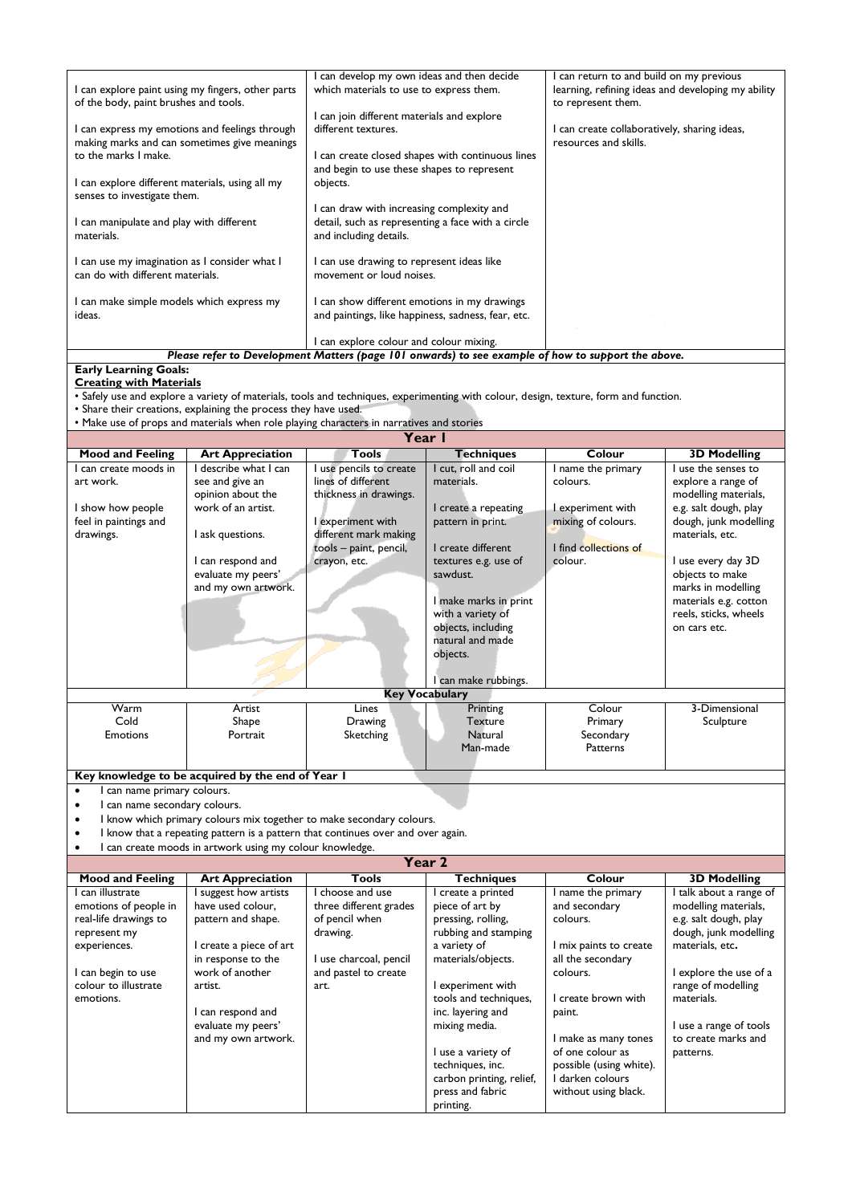| | | |
|---|---|---|
| I can explore paint using my fingers, other parts of the body, paint brushes and tools.<br><br>I can express my emotions and feelings through making marks and can sometimes give meanings to the marks I make.<br><br>I can explore different materials, using all my senses to investigate them.<br><br>I can manipulate and play with different materials.<br><br>I can use my imagination as I consider what I can do with different materials.<br><br>I can make simple models which express my ideas. | I can develop my own ideas and then decide which materials to use to express them.<br><br>I can join different materials and explore different textures.<br><br>I can create closed shapes with continuous lines and begin to use these shapes to represent objects.<br><br>I can draw with increasing complexity and detail, such as representing a face with a circle and including details.<br><br>I can use drawing to represent ideas like movement or loud noises.<br><br>I can show different emotions in my drawings and paintings, like happiness, sadness, fear, etc.<br><br>I can explore colour and colour mixing. | I can return to and build on my previous learning, refining ideas and developing my ability to represent them.<br><br>I can create collaboratively, sharing ideas, resources and skills. |

***Please refer to Development Matters (page 101 onwards) to see example of how to support the above.***

**Early Learning Goals:**
**Creating with Materials**

- Safely use and explore a variety of materials, tools and techniques, experimenting with colour, design, texture, form and function.
- Share their creations, explaining the process they have used.
- Make use of props and materials when role playing characters in narratives and stories

## Year 1

| Mood and Feeling | Art Appreciation | Tools | Techniques | Colour | 3D Modelling |
|---|---|---|---|---|---|
| I can create moods in art work.<br><br>I show how people feel in paintings and drawings. | I describe what I can see and give an opinion about the work of an artist.<br><br>I ask questions.<br><br>I can respond and evaluate my peers' and my own artwork. | I use pencils to create lines of different thickness in drawings.<br><br>I experiment with different mark making tools – paint, pencil, crayon, etc. | I cut, roll and coil materials.<br><br>I create a repeating pattern in print.<br><br>I create different textures e.g. use of sawdust.<br><br>I make marks in print with a variety of objects, including natural and made objects.<br><br>I can make rubbings. | I name the primary colours.<br><br>I experiment with mixing of colours.<br><br>I find collections of colour. | I use the senses to explore a range of modelling materials, e.g. salt dough, play dough, junk modelling materials, etc.<br><br>I use every day 3D objects to make marks in modelling materials e.g. cotton reels, sticks, wheels on cars etc. |
| **Key Vocabulary** | | | | | |
| Warm<br>Cold<br>Emotions | Artist<br>Shape<br>Portrait | Lines<br>Drawing<br>Sketching | Printing<br>Texture<br>Natural<br>Man-made | Colour<br>Primary<br>Secondary<br>Patterns | 3-Dimensional<br>Sculpture |

**Key knowledge to be acquired by the end of Year 1**

- I can name primary colours.
- I can name secondary colours.
- I know which primary colours mix together to make secondary colours.
- I know that a repeating pattern is a pattern that continues over and over again.
- I can create moods in artwork using my colour knowledge.

## Year 2

| Mood and Feeling | Art Appreciation | Tools | Techniques | Colour | 3D Modelling |
|---|---|---|---|---|---|
| I can illustrate emotions of people in real-life drawings to represent my experiences.<br><br>I can begin to use colour to illustrate emotions. | I suggest how artists have used colour, pattern and shape.<br><br>I create a piece of art in response to the work of another artist.<br><br>I can respond and evaluate my peers' and my own artwork. | I choose and use three different grades of pencil when drawing.<br><br>I use charcoal, pencil and pastel to create art. | I create a printed piece of art by pressing, rolling, rubbing and stamping a variety of materials/objects.<br><br>I experiment with tools and techniques, inc. layering and mixing media.<br><br>I use a variety of techniques, inc. carbon printing, relief, press and fabric printing. | I name the primary and secondary colours.<br><br>I mix paints to create all the secondary colours.<br><br>I create brown with paint.<br><br>I make as many tones of one colour as possible (using white).<br>I darken colours without using black. | I talk about a range of modelling materials, e.g. salt dough, play dough, junk modelling materials, etc**.**<br><br>I explore the use of a range of modelling materials.<br><br>I use a range of tools to create marks and patterns. |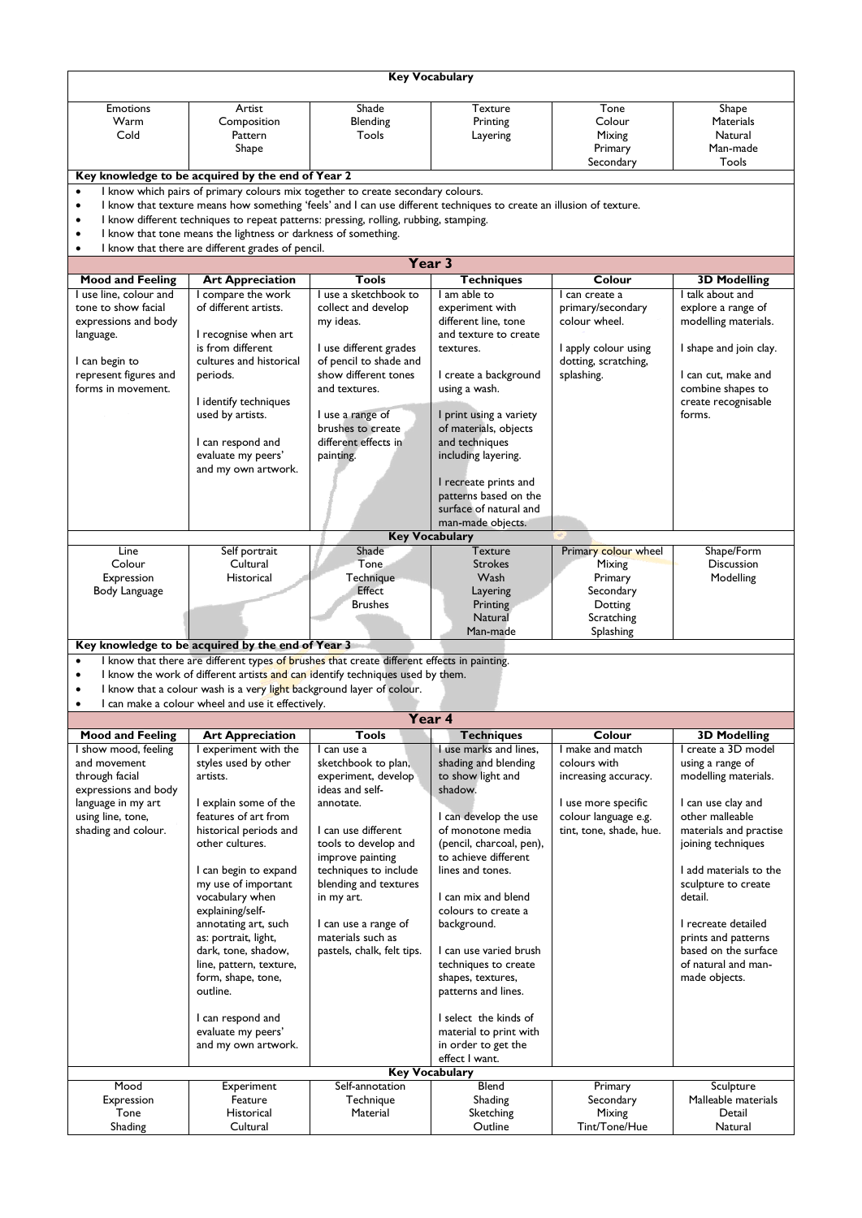| Key Vocabulary | | | | | |
|---|---|---|---|---|---|
| Emotions<br>Warm<br>Cold | Artist<br>Composition<br>Pattern<br>Shape | Shade<br>Blending<br>Tools | Texture<br>Printing<br>Layering | Tone<br>Colour<br>Mixing<br>Primary<br>Secondary | Shape<br>Materials<br>Natural<br>Man-made<br>Tools |

**Key knowledge to be acquired by the end of Year 2**

- I know which pairs of primary colours mix together to create secondary colours.
- I know that texture means how something 'feels' and I can use different techniques to create an illusion of texture.
- I know different techniques to repeat patterns: pressing, rolling, rubbing, stamping.
- I know that tone means the lightness or darkness of something.
- I know that there are different grades of pencil.

## Year 3

| Mood and Feeling | Art Appreciation | Tools | Techniques | Colour | 3D Modelling |
|---|---|---|---|---|---|
| I use line, colour and tone to show facial expressions and body language.<br><br>I can begin to represent figures and forms in movement. | I compare the work of different artists.<br><br>I recognise when art is from different cultures and historical periods.<br><br>I identify techniques used by artists.<br><br>I can respond and evaluate my peers' and my own artwork. | I use a sketchbook to collect and develop my ideas.<br><br>I use different grades of pencil to shade and show different tones and textures.<br><br>I use a range of brushes to create different effects in painting. | I am able to experiment with different line, tone and texture to create textures.<br><br>I create a background using a wash.<br><br>I print using a variety of materials, objects and techniques including layering.<br><br>I recreate prints and patterns based on the surface of natural and man-made objects. | I can create a primary/secondary colour wheel.<br><br>I apply colour using dotting, scratching, splashing. | I talk about and explore a range of modelling materials.<br><br>I shape and join clay.<br><br>I can cut, make and combine shapes to create recognisable forms. |

| Key Vocabulary | | | | | |
|---|---|---|---|---|---|
| Line<br>Colour<br>Expression<br>Body Language | Self portrait<br>Cultural<br>Historical | Shade<br>Tone<br>Technique<br>Effect<br>Brushes | Texture<br>Strokes<br>Wash<br>Layering<br>Printing<br>Natural<br>Man-made | Primary colour wheel<br>Mixing<br>Primary<br>Secondary<br>Dotting<br>Scratching<br>Splashing | Shape/Form<br>Discussion<br>Modelling |

**Key knowledge to be acquired by the end of Year 3**

- I know that there are different types of brushes that create different effects in painting.
- I know the work of different artists and can identify techniques used by them.
- I know that a colour wash is a very light background layer of colour.
- I can make a colour wheel and use it effectively.

## Year 4

| Mood and Feeling | Art Appreciation | Tools | Techniques | Colour | 3D Modelling |
|---|---|---|---|---|---|
| I show mood, feeling and movement through facial expressions and body language in my art using line, tone, shading and colour. | I experiment with the styles used by other artists.<br><br>I explain some of the features of art from historical periods and other cultures.<br><br>I can begin to expand my use of important vocabulary when explaining/self-annotating art, such as: portrait, light, dark, tone, shadow, line, pattern, texture, form, shape, tone, outline.<br><br>I can respond and evaluate my peers' and my own artwork. | I can use a sketchbook to plan, experiment, develop ideas and self-annotate.<br><br>I can use different tools to develop and improve painting techniques to include blending and textures in my art.<br><br>I can use a range of materials such as pastels, chalk, felt tips. | I use marks and lines, shading and blending to show light and shadow.<br><br>I can develop the use of monotone media (pencil, charcoal, pen), to achieve different lines and tones.<br><br>I can mix and blend colours to create a background.<br><br>I can use varied brush techniques to create shapes, textures, patterns and lines.<br><br>I select the kinds of material to print with in order to get the effect I want. | I make and match colours with increasing accuracy.<br><br>I use more specific colour language e.g. tint, tone, shade, hue. | I create a 3D model using a range of modelling materials.<br><br>I can use clay and other malleable materials and practise joining techniques<br><br>I add materials to the sculpture to create detail.<br><br>I recreate detailed prints and patterns based on the surface of natural and man-made objects. |

| Key Vocabulary | | | | | |
|---|---|---|---|---|---|
| Mood<br>Expression<br>Tone<br>Shading | Experiment<br>Feature<br>Historical<br>Cultural | Self-annotation<br>Technique<br>Material | Blend<br>Shading<br>Sketching<br>Outline | Primary<br>Secondary<br>Mixing<br>Tint/Tone/Hue | Sculpture<br>Malleable materials<br>Detail<br>Natural |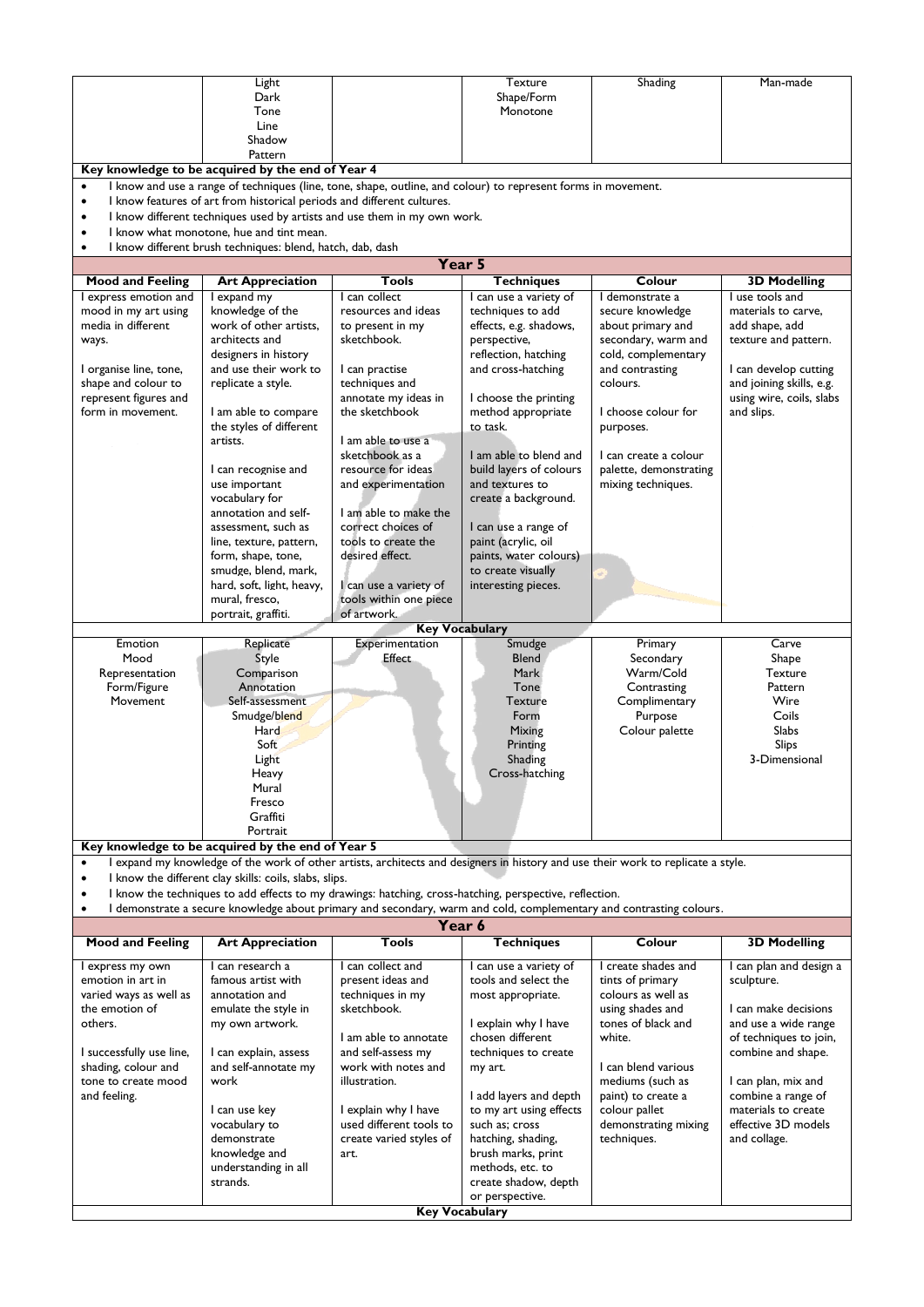| | Light<br>Dark<br>Tone<br>Line<br>Shadow<br>Pattern | | Texture<br>Shape/Form<br>Monotone | Shading | Man-made |
|---|---|---|---|---|---|

**Key knowledge to be acquired by the end of Year 4**

- I know and use a range of techniques (line, tone, shape, outline, and colour) to represent forms in movement.
- I know features of art from historical periods and different cultures.
- I know different techniques used by artists and use them in my own work.
- I know what monotone, hue and tint mean.
- I know different brush techniques: blend, hatch, dab, dash

## Year 5

| Mood and Feeling | Art Appreciation | Tools | Techniques | Colour | 3D Modelling |
|---|---|---|---|---|---|
| I express emotion and mood in my art using media in different ways.<br><br>I organise line, tone, shape and colour to represent figures and form in movement. | I expand my knowledge of the work of other artists, architects and designers in history and use their work to replicate a style.<br><br>I am able to compare the styles of different artists.<br><br>I can recognise and use important vocabulary for annotation and self-assessment, such as line, texture, pattern, form, shape, tone, smudge, blend, mark, hard, soft, light, heavy, mural, fresco, portrait, graffiti. | I can collect resources and ideas to present in my sketchbook.<br><br>I can practise techniques and annotate my ideas in the sketchbook<br><br>I am able to use a sketchbook as a resource for ideas and experimentation<br><br>I am able to make the correct choices of tools to create the desired effect.<br><br>I can use a variety of tools within one piece of artwork. | I can use a variety of techniques to add effects, e.g. shadows, perspective, reflection, hatching and cross-hatching<br><br>I choose the printing method appropriate to task.<br><br>I am able to blend and build layers of colours and textures to create a background.<br><br>I can use a range of paint (acrylic, oil paints, water colours) to create visually interesting pieces. | I demonstrate a secure knowledge about primary and secondary, warm and cold, complementary and contrasting colours.<br><br>I choose colour for purposes.<br><br>I can create a colour palette, demonstrating mixing techniques. | I use tools and materials to carve, add shape, add texture and pattern.<br><br>I can develop cutting and joining skills, e.g. using wire, coils, slabs and slips. |

**Key Vocabulary**

| | | | | | |
|---|---|---|---|---|---|
| Emotion<br>Mood<br>Representation<br>Form/Figure<br>Movement | Replicate<br>Style<br>Comparison<br>Annotation<br>Self-assessment<br>Smudge/blend<br>Hard<br>Soft<br>Light<br>Heavy<br>Mural<br>Fresco<br>Graffiti<br>Portrait | Experimentation<br>Effect | Smudge<br>Blend<br>Mark<br>Tone<br>Texture<br>Form<br>Mixing<br>Printing<br>Shading<br>Cross-hatching | Primary<br>Secondary<br>Warm/Cold<br>Contrasting<br>Complimentary<br>Purpose<br>Colour palette | Carve<br>Shape<br>Texture<br>Pattern<br>Wire<br>Coils<br>Slabs<br>Slips<br>3-Dimensional |

**Key knowledge to be acquired by the end of Year 5**

- I expand my knowledge of the work of other artists, architects and designers in history and use their work to replicate a style.
- I know the different clay skills: coils, slabs, slips.
- I know the techniques to add effects to my drawings: hatching, cross-hatching, perspective, reflection.
- I demonstrate a secure knowledge about primary and secondary, warm and cold, complementary and contrasting colours.

## Year 6

| Mood and Feeling | Art Appreciation | Tools | Techniques | Colour | 3D Modelling |
|---|---|---|---|---|---|
| I express my own emotion in art in varied ways as well as the emotion of others.<br><br>I successfully use line, shading, colour and tone to create mood and feeling. | I can research a famous artist with annotation and emulate the style in my own artwork.<br><br>I can explain, assess and self-annotate my work<br><br>I can use key vocabulary to demonstrate knowledge and understanding in all strands. | I can collect and present ideas and techniques in my sketchbook.<br><br>I am able to annotate and self-assess my work with notes and illustration.<br><br>I explain why I have used different tools to create varied styles of art. | I can use a variety of tools and select the most appropriate.<br><br>I explain why I have chosen different techniques to create my art.<br><br>I add layers and depth to my art using effects such as; cross hatching, shading, brush marks, print methods, etc. to create shadow, depth or perspective. | I create shades and tints of primary colours as well as using shades and tones of black and white.<br><br>I can blend various mediums (such as paint) to create a colour pallet demonstrating mixing techniques. | I can plan and design a sculpture.<br><br>I can make decisions and use a wide range of techniques to join, combine and shape.<br><br>I can plan, mix and combine a range of materials to create effective 3D models and collage. |

**Key Vocabulary**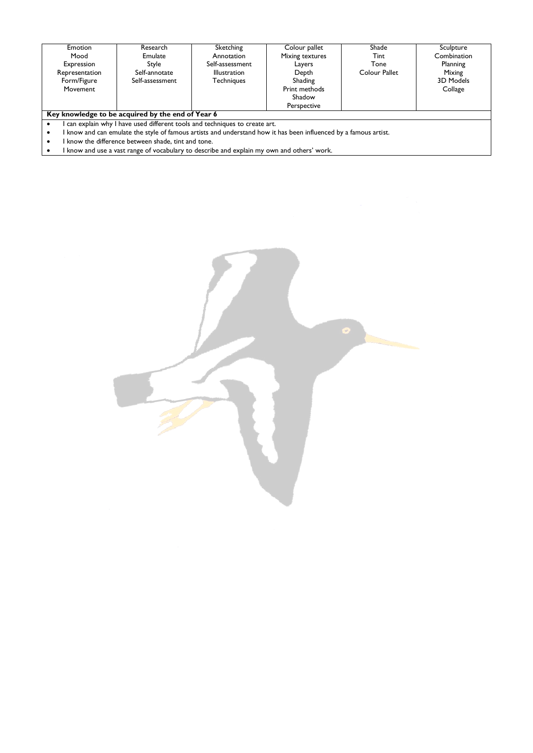| | | | | | |
|---|---|---|---|---|---|
| Emotion<br>Mood<br>Expression<br>Representation<br>Form/Figure<br>Movement | Research<br>Emulate<br>Style<br>Self-annotate<br>Self-assessment | Sketching<br>Annotation<br>Self-assessment<br>Illustration<br>Techniques | Colour pallet<br>Mixing textures<br>Layers<br>Depth<br>Shading<br>Print methods<br>Shadow<br>Perspective | Shade<br>Tint<br>Tone<br>Colour Pallet | Sculpture<br>Combination<br>Planning<br>Mixing<br>3D Models<br>Collage |

**Key knowledge to be acquired by the end of Year 6**

- I can explain why I have used different tools and techniques to create art.
- I know and can emulate the style of famous artists and understand how it has been influenced by a famous artist.
- I know the difference between shade, tint and tone.
- I know and use a vast range of vocabulary to describe and explain my own and others' work.